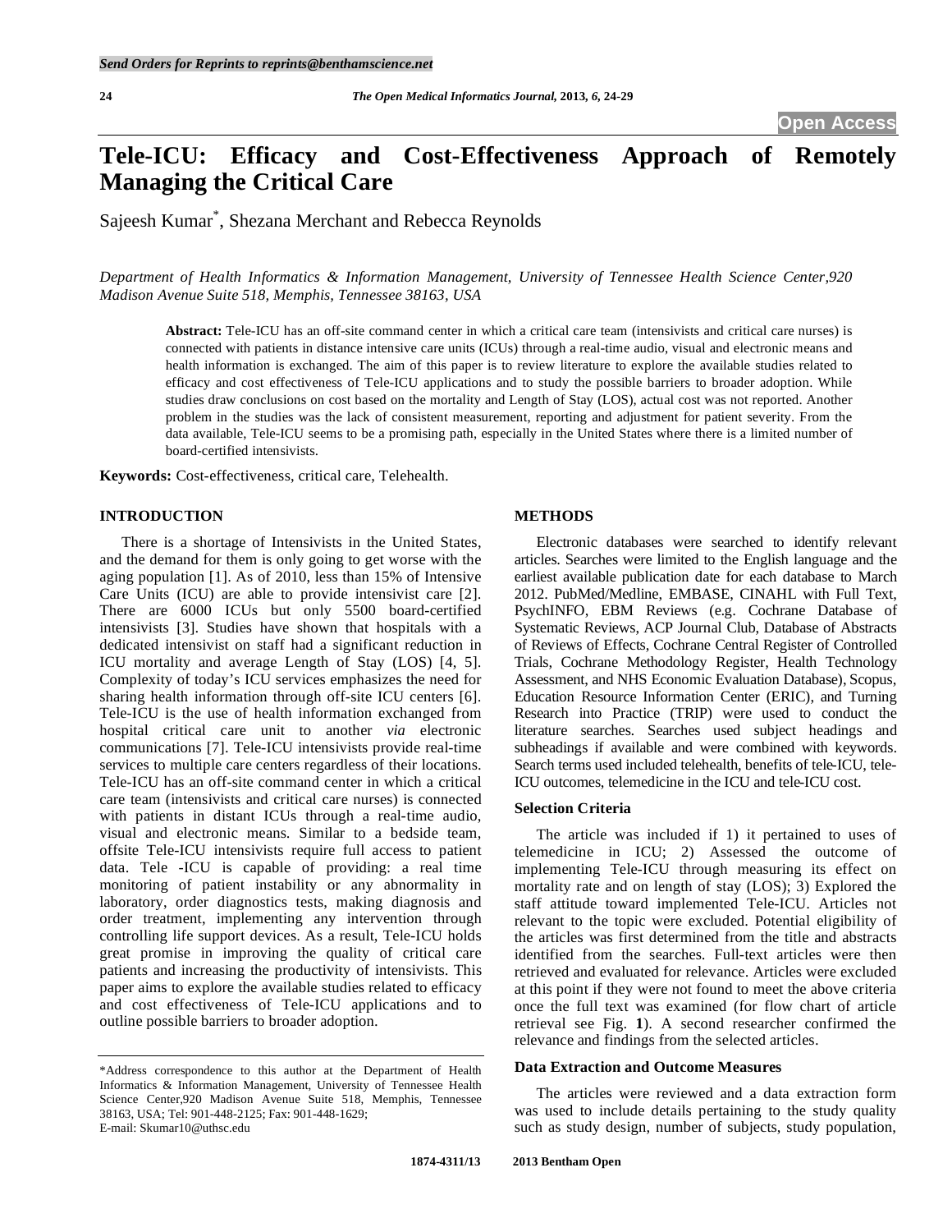**Open Access**

# Tele-ICU: Efficacy and Cost-Effectiveness Approach of Remotely Managing the Critical Care

Sajeesh Kumar[*], Shezana Merchant and Rebecca Reynolds

*Department of Health Informatics & Information Management, University of Tennessee Health Science Center,920 Madison Avenue Suite 518, Memphis, Tennessee 38163, USA*

**Abstract:** Tele-ICU has an off-site command center in which a critical care team (intensivists and critical care nurses) is connected with patients in distance intensive care units (ICUs) through a real-time audio, visual and electronic means and health information is exchanged. The aim of this paper is to review literature to explore the available studies related to efficacy and cost effectiveness of Tele-ICU applications and to study the possible barriers to broader adoption. While studies draw conclusions on cost based on the mortality and Length of Stay (LOS), actual cost was not reported. Another problem in the studies was the lack of consistent measurement, reporting and adjustment for patient severity. From the data available, Tele-ICU seems to be a promising path, especially in the United States where there is a limited number of board-certified intensivists.

**Keywords:** Cost-effectiveness, critical care, Telehealth.

## INTRODUCTION

There is a shortage of Intensivists in the United States, and the demand for them is only going to get worse with the aging population [1]. As of 2010, less than 15% of Intensive Care Units (ICU) are able to provide intensivist care [2]. There are 6000 ICUs but only 5500 board-certified intensivists [3]. Studies have shown that hospitals with a dedicated intensivist on staff had a significant reduction in ICU mortality and average Length of Stay (LOS) [4, 5]. Complexity of today's ICU services emphasizes the need for sharing health information through off-site ICU centers [6]. Tele-ICU is the use of health information exchanged from hospital critical care unit to another *via* electronic communications [7]. Tele-ICU intensivists provide real-time services to multiple care centers regardless of their locations. Tele-ICU has an off-site command center in which a critical care team (intensivists and critical care nurses) is connected with patients in distant ICUs through a real-time audio, visual and electronic means. Similar to a bedside team, offsite Tele-ICU intensivists require full access to patient data. Tele -ICU is capable of providing: a real time monitoring of patient instability or any abnormality in laboratory, order diagnostics tests, making diagnosis and order treatment, implementing any intervention through controlling life support devices. As a result, Tele-ICU holds great promise in improving the quality of critical care patients and increasing the productivity of intensivists. This paper aims to explore the available studies related to efficacy and cost effectiveness of Tele-ICU applications and to outline possible barriers to broader adoption.

## METHODS

Electronic databases were searched to identify relevant articles. Searches were limited to the English language and the earliest available publication date for each database to March 2012. PubMed/Medline, EMBASE, CINAHL with Full Text, PsychINFO, EBM Reviews (e.g. Cochrane Database of Systematic Reviews, ACP Journal Club, Database of Abstracts of Reviews of Effects, Cochrane Central Register of Controlled Trials, Cochrane Methodology Register, Health Technology Assessment, and NHS Economic Evaluation Database), Scopus, Education Resource Information Center (ERIC), and Turning Research into Practice (TRIP) were used to conduct the literature searches. Searches used subject headings and subheadings if available and were combined with keywords. Search terms used included telehealth, benefits of tele-ICU, tele-ICU outcomes, telemedicine in the ICU and tele-ICU cost.

### Selection Criteria

The article was included if 1) it pertained to uses of telemedicine in ICU; 2) Assessed the outcome of implementing Tele-ICU through measuring its effect on mortality rate and on length of stay (LOS); 3) Explored the staff attitude toward implemented Tele-ICU. Articles not relevant to the topic were excluded. Potential eligibility of the articles was first determined from the title and abstracts identified from the searches. Full-text articles were then retrieved and evaluated for relevance. Articles were excluded at this point if they were not found to meet the above criteria once the full text was examined (for flow chart of article retrieval see Fig. **1**). A second researcher confirmed the relevance and findings from the selected articles.

### Data Extraction and Outcome Measures

The articles were reviewed and a data extraction form was used to include details pertaining to the study quality such as study design, number of subjects, study population,

*Address correspondence to this author at the Department of Health Informatics & Information Management, University of Tennessee Health Science Center,920 Madison Avenue Suite 518, Memphis, Tennessee 38163, USA; Tel: 901-448-2125; Fax: 901-448-1629; E-mail: Skumar10@uthsc.edu

1874-4311/13 2013 Bentham Open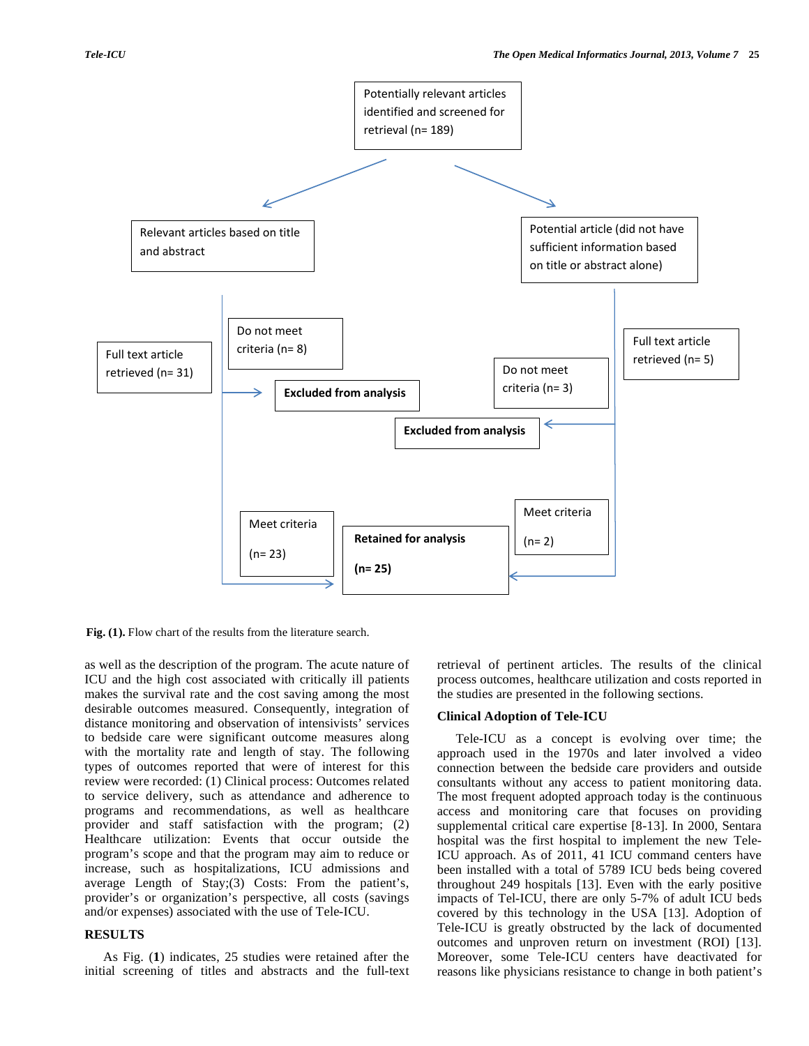Potentially relevant articles identified and screened for retrieval (n= 189)

Relevant articles based on title and abstract

Potential article (did not have sufficient information based on title or abstract alone)

Full text article retrieved (n= 31)

Do not meet criteria (n= 8)

**Excluded from analysis**

Full text article retrieved (n= 5)

Do not meet criteria (n= 3)

**Excluded from analysis**

Meet criteria (n= 23)

**Retained for analysis**

**(n= 25)**

Meet criteria (n= 2)

**Fig. (1).** Flow chart of the results from the literature search.

as well as the description of the program. The acute nature of ICU and the high cost associated with critically ill patients makes the survival rate and the cost saving among the most desirable outcomes measured. Consequently, integration of distance monitoring and observation of intensivists' services to bedside care were significant outcome measures along with the mortality rate and length of stay. The following types of outcomes reported that were of interest for this review were recorded: (1) Clinical process: Outcomes related to service delivery, such as attendance and adherence to programs and recommendations, as well as healthcare provider and staff satisfaction with the program; (2) Healthcare utilization: Events that occur outside the program's scope and that the program may aim to reduce or increase, such as hospitalizations, ICU admissions and average Length of Stay;(3) Costs: From the patient's, provider's or organization's perspective, all costs (savings and/or expenses) associated with the use of Tele-ICU.

## RESULTS

As Fig. (**1**) indicates, 25 studies were retained after the initial screening of titles and abstracts and the full-text retrieval of pertinent articles. The results of the clinical process outcomes, healthcare utilization and costs reported in the studies are presented in the following sections.

### Clinical Adoption of Tele-ICU

Tele-ICU as a concept is evolving over time; the approach used in the 1970s and later involved a video connection between the bedside care providers and outside consultants without any access to patient monitoring data. The most frequent adopted approach today is the continuous access and monitoring care that focuses on providing supplemental critical care expertise [8-13]. In 2000, Sentara hospital was the first hospital to implement the new Tele-ICU approach. As of 2011, 41 ICU command centers have been installed with a total of 5789 ICU beds being covered throughout 249 hospitals [13]. Even with the early positive impacts of Tel-ICU, there are only 5-7% of adult ICU beds covered by this technology in the USA [13]. Adoption of Tele-ICU is greatly obstructed by the lack of documented outcomes and unproven return on investment (ROI) [13]. Moreover, some Tele-ICU centers have deactivated for reasons like physicians resistance to change in both patient's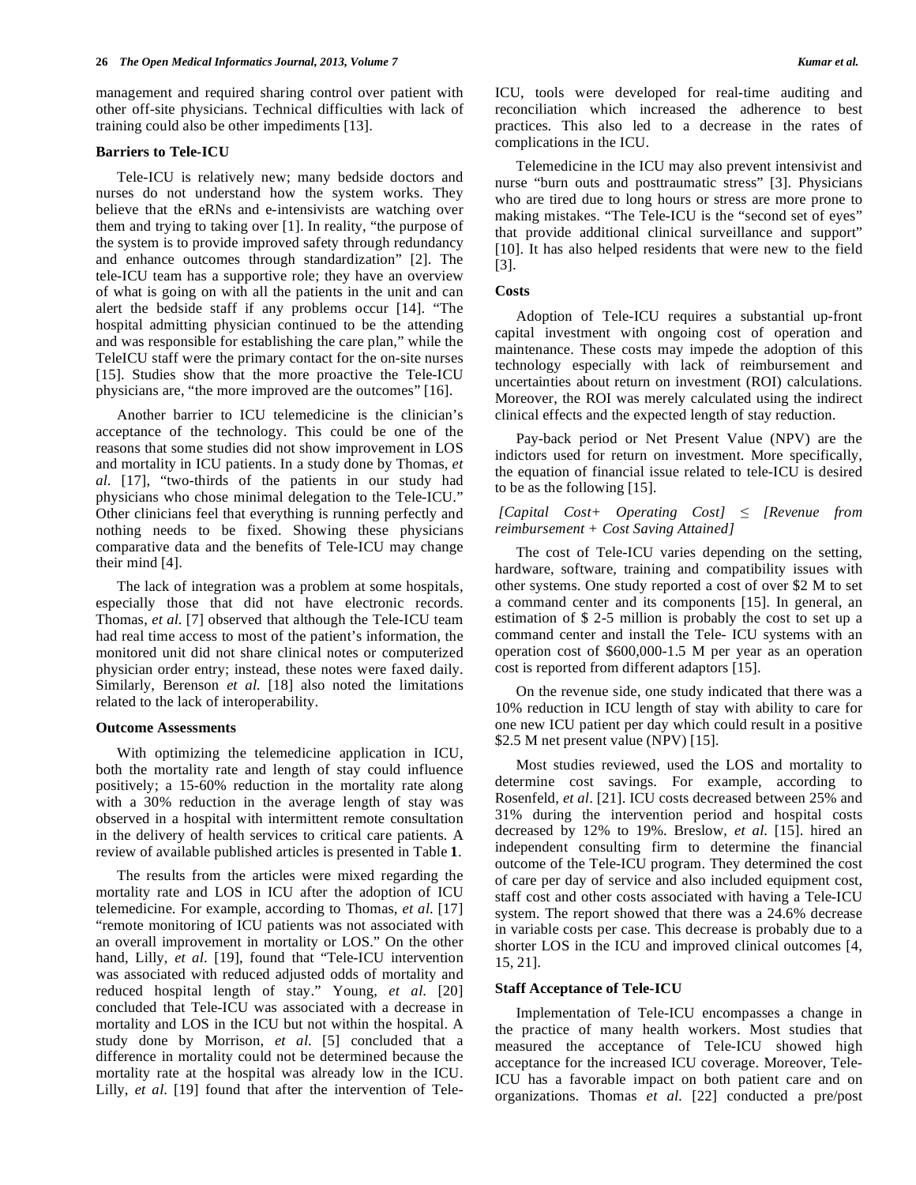management and required sharing control over patient with other off-site physicians. Technical difficulties with lack of training could also be other impediments [13].

### Barriers to Tele-ICU

Tele-ICU is relatively new; many bedside doctors and nurses do not understand how the system works. They believe that the eRNs and e-intensivists are watching over them and trying to taking over [1]. In reality, "the purpose of the system is to provide improved safety through redundancy and enhance outcomes through standardization" [2]. The tele-ICU team has a supportive role; they have an overview of what is going on with all the patients in the unit and can alert the bedside staff if any problems occur [14]. "The hospital admitting physician continued to be the attending and was responsible for establishing the care plan," while the TeleICU staff were the primary contact for the on-site nurses [15]. Studies show that the more proactive the Tele-ICU physicians are, "the more improved are the outcomes" [16].

Another barrier to ICU telemedicine is the clinician's acceptance of the technology. This could be one of the reasons that some studies did not show improvement in LOS and mortality in ICU patients. In a study done by Thomas, *et al.* [17], "two-thirds of the patients in our study had physicians who chose minimal delegation to the Tele-ICU." Other clinicians feel that everything is running perfectly and nothing needs to be fixed. Showing these physicians comparative data and the benefits of Tele-ICU may change their mind [4].

The lack of integration was a problem at some hospitals, especially those that did not have electronic records. Thomas, *et al.* [7] observed that although the Tele-ICU team had real time access to most of the patient's information, the monitored unit did not share clinical notes or computerized physician order entry; instead, these notes were faxed daily. Similarly, Berenson *et al.* [18] also noted the limitations related to the lack of interoperability.

### Outcome Assessments

With optimizing the telemedicine application in ICU, both the mortality rate and length of stay could influence positively; a 15-60% reduction in the mortality rate along with a 30% reduction in the average length of stay was observed in a hospital with intermittent remote consultation in the delivery of health services to critical care patients. A review of available published articles is presented in Table **1**.

The results from the articles were mixed regarding the mortality rate and LOS in ICU after the adoption of ICU telemedicine. For example, according to Thomas, *et al.* [17] "remote monitoring of ICU patients was not associated with an overall improvement in mortality or LOS." On the other hand, Lilly, *et al*. [19], found that "Tele-ICU intervention was associated with reduced adjusted odds of mortality and reduced hospital length of stay." Young, *et al.* [20] concluded that Tele-ICU was associated with a decrease in mortality and LOS in the ICU but not within the hospital. A study done by Morrison, *et al.* [5] concluded that a difference in mortality could not be determined because the mortality rate at the hospital was already low in the ICU. Lilly, *et al.* [19] found that after the intervention of Tele-ICU, tools were developed for real-time auditing and reconciliation which increased the adherence to best practices. This also led to a decrease in the rates of complications in the ICU.

Telemedicine in the ICU may also prevent intensivist and nurse "burn outs and posttraumatic stress" [3]. Physicians who are tired due to long hours or stress are more prone to making mistakes. "The Tele-ICU is the "second set of eyes" that provide additional clinical surveillance and support" [10]. It has also helped residents that were new to the field [3].

### Costs

Adoption of Tele-ICU requires a substantial up-front capital investment with ongoing cost of operation and maintenance. These costs may impede the adoption of this technology especially with lack of reimbursement and uncertainties about return on investment (ROI) calculations. Moreover, the ROI was merely calculated using the indirect clinical effects and the expected length of stay reduction.

Pay-back period or Net Present Value (NPV) are the indictors used for return on investment. More specifically, the equation of financial issue related to tele-ICU is desired to be as the following [15].

*[Capital Cost+ Operating Cost] ≤ [Revenue from reimbursement + Cost Saving Attained]*

The cost of Tele-ICU varies depending on the setting, hardware, software, training and compatibility issues with other systems. One study reported a cost of over $2 M to set a command center and its components [15]. In general, an estimation of $ 2-5 million is probably the cost to set up a command center and install the Tele- ICU systems with an operation cost of $600,000-1.5 M per year as an operation cost is reported from different adaptors [15].

On the revenue side, one study indicated that there was a 10% reduction in ICU length of stay with ability to care for one new ICU patient per day which could result in a positive $2.5 M net present value (NPV) [15].

Most studies reviewed, used the LOS and mortality to determine cost savings. For example, according to Rosenfeld, *et al*. [21]. ICU costs decreased between 25% and 31% during the intervention period and hospital costs decreased by 12% to 19%. Breslow, *et al.* [15]. hired an independent consulting firm to determine the financial outcome of the Tele-ICU program. They determined the cost of care per day of service and also included equipment cost, staff cost and other costs associated with having a Tele-ICU system. The report showed that there was a 24.6% decrease in variable costs per case. This decrease is probably due to a shorter LOS in the ICU and improved clinical outcomes [4, 15, 21].

### Staff Acceptance of Tele-ICU

Implementation of Tele-ICU encompasses a change in the practice of many health workers. Most studies that measured the acceptance of Tele-ICU showed high acceptance for the increased ICU coverage. Moreover, Tele-ICU has a favorable impact on both patient care and on organizations. Thomas *et al.* [22] conducted a pre/post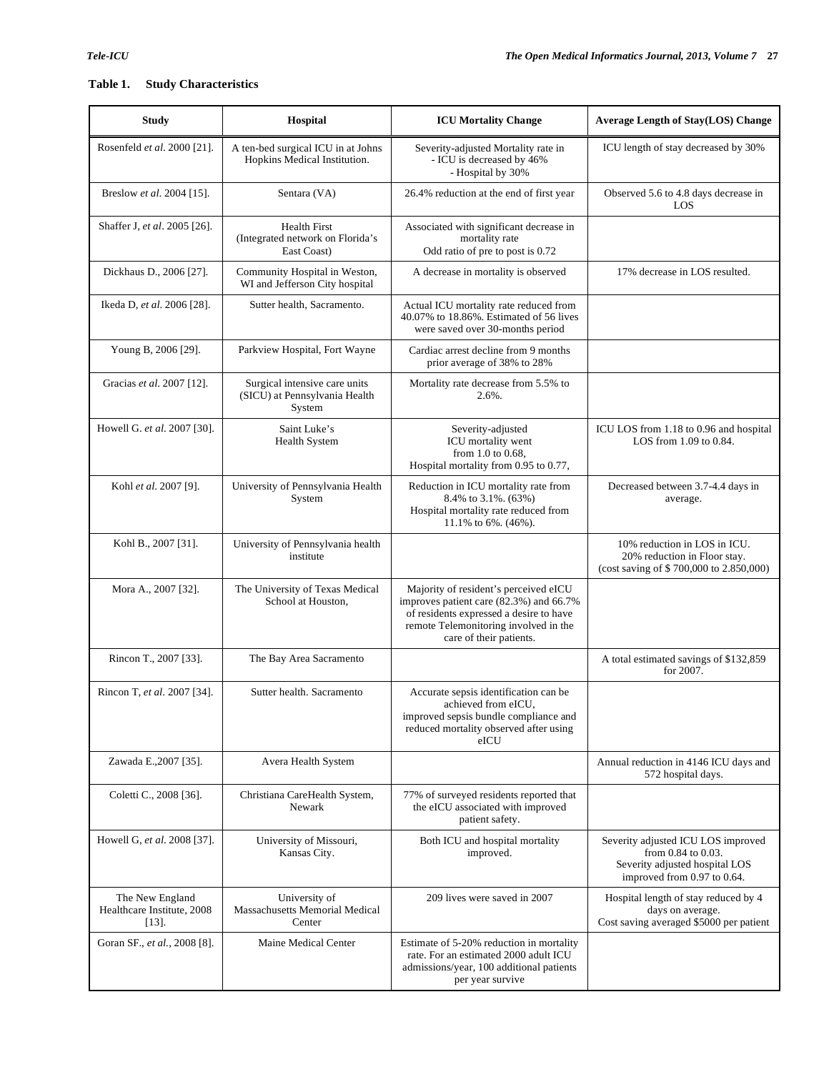**Table 1. Study Characteristics**

| Study | Hospital | ICU Mortality Change | Average Length of Stay(LOS) Change |
|---|---|---|---|
| Rosenfeld *et al.* 2000 [21]. | A ten-bed surgical ICU in at Johns Hopkins Medical Institution. | Severity-adjusted Mortality rate in - ICU is decreased by 46% - Hospital by 30% | ICU length of stay decreased by 30% |
| Breslow *et al.* 2004 [15]. | Sentara (VA) | 26.4% reduction at the end of first year | Observed 5.6 to 4.8 days decrease in LOS |
| Shaffer J, *et al*. 2005 [26]. | Health First (Integrated network on Florida's East Coast) | Associated with significant decrease in mortality rate Odd ratio of pre to post is 0.72 | |
| Dickhaus D., 2006 [27]. | Community Hospital in Weston, WI and Jefferson City hospital | A decrease in mortality is observed | 17% decrease in LOS resulted. |
| Ikeda D, *et al*. 2006 [28]. | Sutter health, Sacramento. | Actual ICU mortality rate reduced from 40.07% to 18.86%. Estimated of 56 lives were saved over 30-months period | |
| Young B, 2006 [29]. | Parkview Hospital, Fort Wayne | Cardiac arrest decline from 9 months prior average of 38% to 28% | |
| Gracias *et al*. 2007 [12]. | Surgical intensive care units (SICU) at Pennsylvania Health System | Mortality rate decrease from 5.5% to 2.6%. | |
| Howell G. *et al*. 2007 [30]. | Saint Luke's Health System | Severity-adjusted ICU mortality went from 1.0 to 0.68, Hospital mortality from 0.95 to 0.77, | ICU LOS from 1.18 to 0.96 and hospital LOS from 1.09 to 0.84. |
| Kohl *et al*. 2007 [9]. | University of Pennsylvania Health System | Reduction in ICU mortality rate from 8.4% to 3.1%. (63%) Hospital mortality rate reduced from 11.1% to 6%. (46%). | Decreased between 3.7-4.4 days in average. |
| Kohl B., 2007 [31]. | University of Pennsylvania health institute | | 10% reduction in LOS in ICU. 20% reduction in Floor stay. (cost saving of $ 700,000 to 2.850,000) |
| Mora A., 2007 [32]. | The University of Texas Medical School at Houston, | Majority of resident's perceived eICU improves patient care (82.3%) and 66.7% of residents expressed a desire to have remote Telemonitoring involved in the care of their patients. | |
| Rincon T., 2007 [33]. | The Bay Area Sacramento | | A total estimated savings of $132,859 for 2007. |
| Rincon T, *et al*. 2007 [34]. | Sutter health. Sacramento | Accurate sepsis identification can be achieved from eICU, improved sepsis bundle compliance and reduced mortality observed after using eICU | |
| Zawada E.,2007 [35]. | Avera Health System | | Annual reduction in 4146 ICU days and 572 hospital days. |
| Coletti C., 2008 [36]. | Christiana CareHealth System, Newark | 77% of surveyed residents reported that the eICU associated with improved patient safety. | |
| Howell G, *et al*. 2008 [37]. | University of Missouri, Kansas City. | Both ICU and hospital mortality improved. | Severity adjusted ICU LOS improved from 0.84 to 0.03. Severity adjusted hospital LOS improved from 0.97 to 0.64. |
| The New England Healthcare Institute, 2008 [13]. | University of Massachusetts Memorial Medical Center | 209 lives were saved in 2007 | Hospital length of stay reduced by 4 days on average. Cost saving averaged $5000 per patient |
| Goran SF., *et al*., 2008 [8]. | Maine Medical Center | Estimate of 5-20% reduction in mortality rate. For an estimated 2000 adult ICU admissions/year, 100 additional patients per year survive | |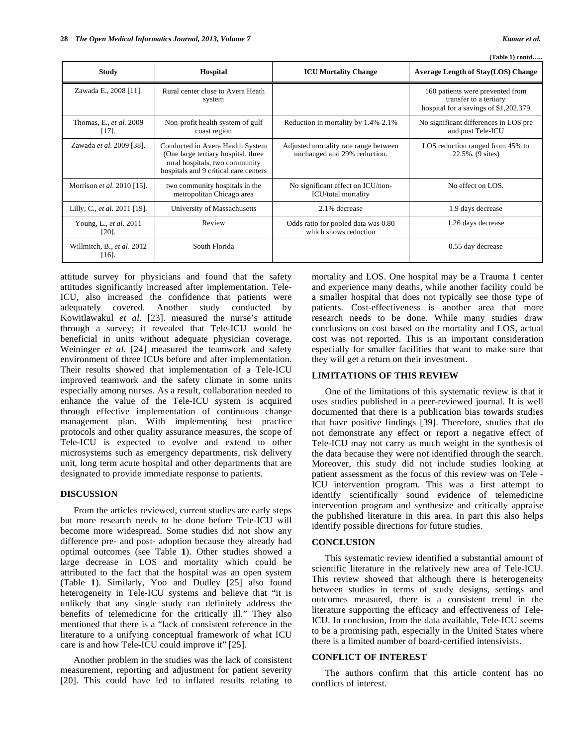(Table 1) contd…..

| Study | Hospital | ICU Mortality Change | Average Length of Stay(LOS) Change |
|---|---|---|---|
| Zawada E., 2008 [11]. | Rural center close to Avera Heath system | | 160 patients were prevented from transfer to a tertiary hospital for a savings of $1,202,379 |
| Thomas, E., *et al.* 2009 [17]. | Non-profit health system of gulf coast region | Reduction in mortality by 1.4%-2.1% | No significant differences in LOS pre and post Tele-ICU |
| Zawada *et al.* 2009 [38]. | Conducted in Avera Health System (One large tertiary hospital, three rural hospitals, two community hospitals and 9 critical care centers | Adjusted mortality rate range between unchanged and 29% reduction. | LOS reduction ranged from 45% to 22.5%. (9 sites) |
| Morrison *et al.* 2010 [15]. | two community hospitals in the metropolitan Chicago area | No significant effect on ICU/non-ICU/total mortality | No effect on LOS. |
| Lilly, C., *et al.* 2011 [19]. | University of Massachusetts | 2.1% decrease | 1.9 days decrease |
| Young, L., *et al.* 2011 [20]. | Review | Odds ratio for pooled data was 0.80 which shows reduction | 1.26 days decrease |
| Willmitch, B., *et al.* 2012 [16]. | South Florida | | 0.55 day decrease |

attitude survey for physicians and found that the safety attitudes significantly increased after implementation. Tele-ICU, also increased the confidence that patients were adequately covered. Another study conducted by Kowitlawakul *et al.* [23]. measured the nurse's attitude through a survey; it revealed that Tele-ICU would be beneficial in units without adequate physician coverage. Weininger *et al.* [24] measured the teamwork and safety environment of three ICUs before and after implementation. Their results showed that implementation of a Tele-ICU improved teamwork and the safety climate in some units especially among nurses. As a result, collaboration needed to enhance the value of the Tele-ICU system is acquired through effective implementation of continuous change management plan. With implementing best practice protocols and other quality assurance measures, the scope of Tele-ICU is expected to evolve and extend to other microsystems such as emergency departments, risk delivery unit, long term acute hospital and other departments that are designated to provide immediate response to patients.

## DISCUSSION

From the articles reviewed, current studies are early steps but more research needs to be done before Tele-ICU will become more widespread. Some studies did not show any difference pre- and post- adoption because they already had optimal outcomes (see Table **1**). Other studies showed a large decrease in LOS and mortality which could be attributed to the fact that the hospital was an open system (Table **1**). Similarly, Yoo and Dudley [25] also found heterogeneity in Tele-ICU systems and believe that "it is unlikely that any single study can definitely address the benefits of telemedicine for the critically ill." They also mentioned that there is a "lack of consistent reference in the literature to a unifying conceptual framework of what ICU care is and how Tele-ICU could improve it" [25].

Another problem in the studies was the lack of consistent measurement, reporting and adjustment for patient severity [20]. This could have led to inflated results relating to mortality and LOS. One hospital may be a Trauma 1 center and experience many deaths, while another facility could be a smaller hospital that does not typically see those type of patients. Cost-effectiveness is another area that more research needs to be done. While many studies draw conclusions on cost based on the mortality and LOS, actual cost was not reported. This is an important consideration especially for smaller facilities that want to make sure that they will get a return on their investment.

## LIMITATIONS OF THIS REVIEW

One of the limitations of this systematic review is that it uses studies published in a peer-reviewed journal. It is well documented that there is a publication bias towards studies that have positive findings [39]. Therefore, studies that do not demonstrate any effect or report a negative effect of Tele-ICU may not carry as much weight in the synthesis of the data because they were not identified through the search. Moreover, this study did not include studies looking at patient assessment as the focus of this review was on Tele - ICU intervention program. This was a first attempt to identify scientifically sound evidence of telemedicine intervention program and synthesize and critically appraise the published literature in this area. In part this also helps identify possible directions for future studies.

## CONCLUSION

This systematic review identified a substantial amount of scientific literature in the relatively new area of Tele-ICU. This review showed that although there is heterogeneity between studies in terms of study designs, settings and outcomes measured, there is a consistent trend in the literature supporting the efficacy and effectiveness of Tele-ICU. In conclusion, from the data available, Tele-ICU seems to be a promising path, especially in the United States where there is a limited number of board-certified intensivists.

## CONFLICT OF INTEREST

The authors confirm that this article content has no conflicts of interest.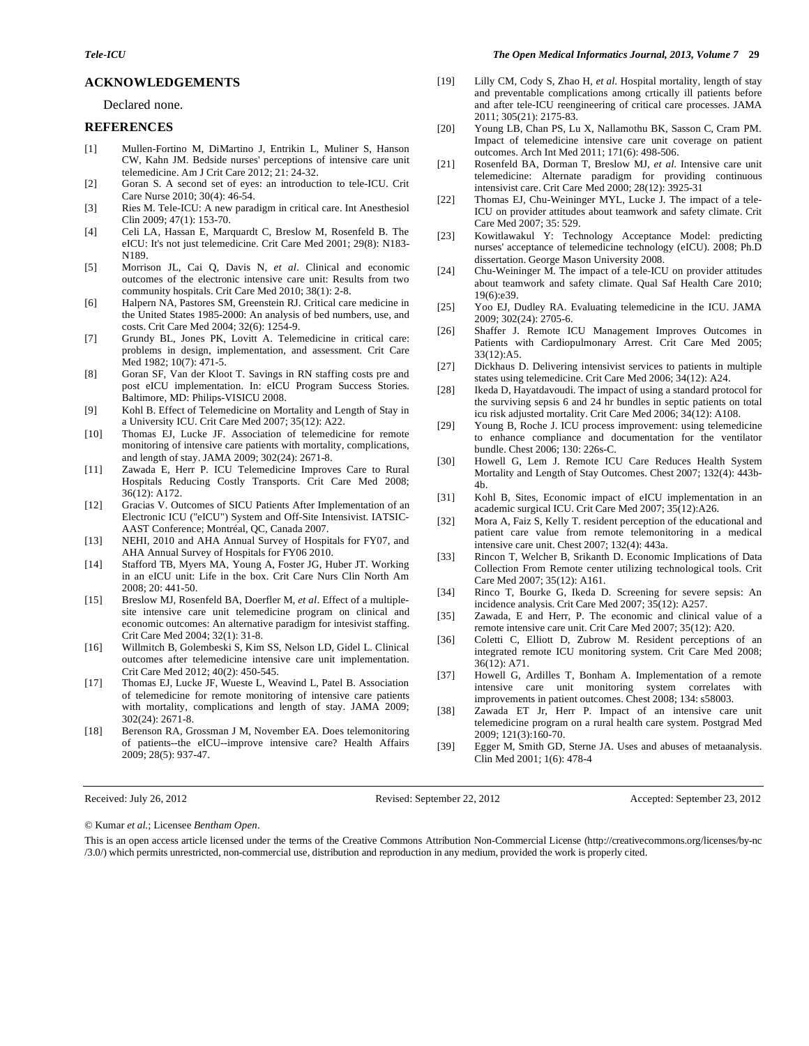## ACKNOWLEDGEMENTS

Declared none.

## REFERENCES

[1] Mullen-Fortino M, DiMartino J, Entrikin L, Muliner S, Hanson CW, Kahn JM. Bedside nurses' perceptions of intensive care unit telemedicine. Am J Crit Care 2012; 21: 24-32.

[2] Goran S. A second set of eyes: an introduction to tele-ICU. Crit Care Nurse 2010; 30(4): 46-54.

[3] Ries M. Tele-ICU: A new paradigm in critical care. Int Anesthesiol Clin 2009; 47(1): 153-70.

[4] Celi LA, Hassan E, Marquardt C, Breslow M, Rosenfeld B. The eICU: It's not just telemedicine. Crit Care Med 2001; 29(8): N183-N189.

[5] Morrison JL, Cai Q, Davis N, *et al*. Clinical and economic outcomes of the electronic intensive care unit: Results from two community hospitals. Crit Care Med 2010; 38(1): 2-8.

[6] Halpern NA, Pastores SM, Greenstein RJ. Critical care medicine in the United States 1985-2000: An analysis of bed numbers, use, and costs. Crit Care Med 2004; 32(6): 1254-9.

[7] Grundy BL, Jones PK, Lovitt A. Telemedicine in critical care: problems in design, implementation, and assessment. Crit Care Med 1982; 10(7): 471-5.

[8] Goran SF, Van der Kloot T. Savings in RN staffing costs pre and post eICU implementation. In: eICU Program Success Stories. Baltimore, MD: Philips-VISICU 2008.

[9] Kohl B. Effect of Telemedicine on Mortality and Length of Stay in a University ICU. Crit Care Med 2007; 35(12): A22.

[10] Thomas EJ, Lucke JF. Association of telemedicine for remote monitoring of intensive care patients with mortality, complications, and length of stay. JAMA 2009; 302(24): 2671-8.

[11] Zawada E, Herr P. ICU Telemedicine Improves Care to Rural Hospitals Reducing Costly Transports. Crit Care Med 2008; 36(12): A172.

[12] Gracias V. Outcomes of SICU Patients After Implementation of an Electronic ICU ("eICU") System and Off-Site Intensivist. IATSIC-AAST Conference; Montréal, QC, Canada 2007.

[13] NEHI, 2010 and AHA Annual Survey of Hospitals for FY07, and AHA Annual Survey of Hospitals for FY06 2010.

[14] Stafford TB, Myers MA, Young A, Foster JG, Huber JT. Working in an eICU unit: Life in the box. Crit Care Nurs Clin North Am 2008; 20: 441-50.

[15] Breslow MJ, Rosenfeld BA, Doerfler M, *et al*. Effect of a multiple-site intensive care unit telemedicine program on clinical and economic outcomes: An alternative paradigm for intesivist staffing. Crit Care Med 2004; 32(1): 31-8.

[16] Willmitch B, Golembeski S, Kim SS, Nelson LD, Gidel L. Clinical outcomes after telemedicine intensive care unit implementation. Crit Care Med 2012; 40(2): 450-545.

[17] Thomas EJ, Lucke JF, Wueste L, Weavind L, Patel B. Association of telemedicine for remote monitoring of intensive care patients with mortality, complications and length of stay. JAMA 2009; 302(24): 2671-8.

[18] Berenson RA, Grossman J M, November EA. Does telemonitoring of patients--the eICU--improve intensive care? Health Affairs 2009; 28(5): 937-47.

[19] Lilly CM, Cody S, Zhao H, *et al*. Hospital mortality, length of stay and preventable complications among crtically ill patients before and after tele-ICU reengineering of critical care processes. JAMA 2011; 305(21): 2175-83.

[20] Young LB, Chan PS, Lu X, Nallamothu BK, Sasson C, Cram PM. Impact of telemedicine intensive care unit coverage on patient outcomes. Arch Int Med 2011; 171(6): 498-506.

[21] Rosenfeld BA, Dorman T, Breslow MJ, *et al*. Intensive care unit telemedicine: Alternate paradigm for providing continuous intensivist care. Crit Care Med 2000; 28(12): 3925-31

[22] Thomas EJ, Chu-Weininger MYL, Lucke J. The impact of a tele-ICU on provider attitudes about teamwork and safety climate. Crit Care Med 2007; 35: 529.

[23] Kowitlawakul Y: Technology Acceptance Model: predicting nurses' acceptance of telemedicine technology (eICU). 2008; Ph.D dissertation. George Mason University 2008.

[24] Chu-Weininger M. The impact of a tele-ICU on provider attitudes about teamwork and safety climate. Qual Saf Health Care 2010; 19(6):e39.

[25] Yoo EJ, Dudley RA. Evaluating telemedicine in the ICU. JAMA 2009; 302(24): 2705-6.

[26] Shaffer J. Remote ICU Management Improves Outcomes in Patients with Cardiopulmonary Arrest. Crit Care Med 2005; 33(12):A5.

[27] Dickhaus D. Delivering intensivist services to patients in multiple states using telemedicine. Crit Care Med 2006; 34(12): A24.

[28] Ikeda D, Hayatdavoudi. The impact of using a standard protocol for the surviving sepsis 6 and 24 hr bundles in septic patients on total icu risk adjusted mortality. Crit Care Med 2006; 34(12): A108.

[29] Young B, Roche J. ICU process improvement: using telemedicine to enhance compliance and documentation for the ventilator bundle. Chest 2006; 130: 226s-C.

[30] Howell G, Lem J. Remote ICU Care Reduces Health System Mortality and Length of Stay Outcomes. Chest 2007; 132(4): 443b-4b.

[31] Kohl B, Sites, Economic impact of eICU implementation in an academic surgical ICU. Crit Care Med 2007; 35(12):A26.

[32] Mora A, Faiz S, Kelly T. resident perception of the educational and patient care value from remote telemonitoring in a medical intensive care unit. Chest 2007; 132(4): 443a.

[33] Rincon T, Welcher B, Srikanth D. Economic Implications of Data Collection From Remote center utilizing technological tools. Crit Care Med 2007; 35(12): A161.

[34] Rinco T, Bourke G, Ikeda D. Screening for severe sepsis: An incidence analysis. Crit Care Med 2007; 35(12): A257.

[35] Zawada, E and Herr, P. The economic and clinical value of a remote intensive care unit. Crit Care Med 2007; 35(12): A20.

[36] Coletti C, Elliott D, Zubrow M. Resident perceptions of an integrated remote ICU monitoring system. Crit Care Med 2008; 36(12): A71.

[37] Howell G, Ardilles T, Bonham A. Implementation of a remote intensive care unit monitoring system correlates with improvements in patient outcomes. Chest 2008; 134: s58003.

[38] Zawada ET Jr, Herr P. Impact of an intensive care unit telemedicine program on a rural health care system. Postgrad Med 2009; 121(3):160-70.

[39] Egger M, Smith GD, Sterne JA. Uses and abuses of metaanalysis. Clin Med 2001; 1(6): 478-4

Received: July 26, 2012 Revised: September 22, 2012 Accepted: September 23, 2012

© Kumar *et al.*; Licensee *Bentham Open*.

This is an open access article licensed under the terms of the Creative Commons Attribution Non-Commercial License (http://creativecommons.org/licenses/by-nc/3.0/) which permits unrestricted, non-commercial use, distribution and reproduction in any medium, provided the work is properly cited.